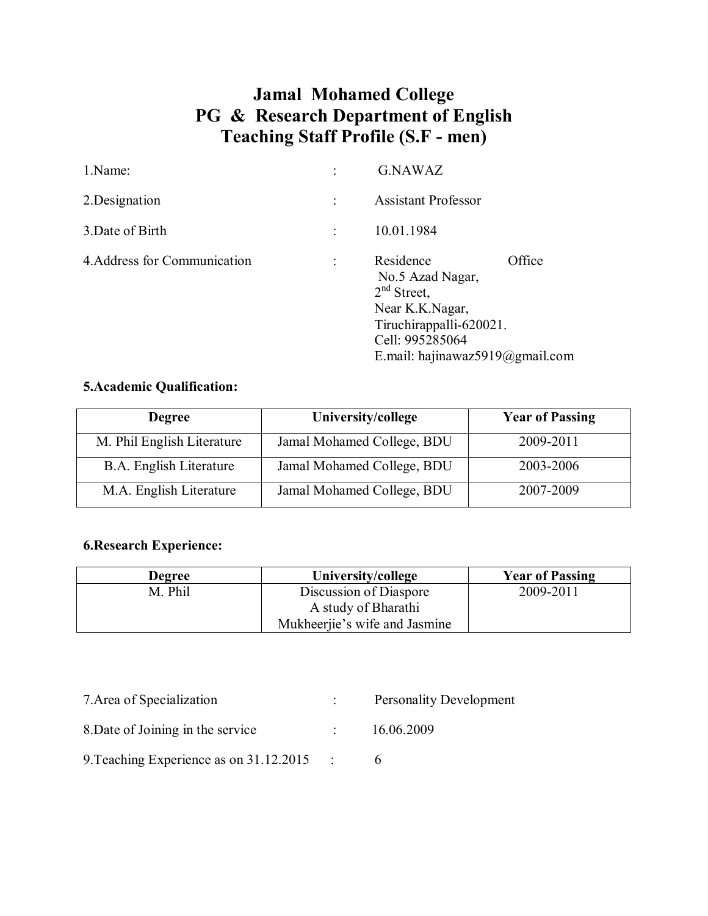# Jamal Mohamed College
## PG & Research Department of English
## Teaching Staff Profile (S.F - men)

1.Name: : G.NAWAZ

2.Designation : Assistant Professor

3.Date of Birth : 10.01.1984

4.Address for Communication : Residence Office
No.5 Azad Nagar,
2nd Street,
Near K.K.Nagar,
Tiruchirappalli-620021.
Cell: 995285064
E.mail: hajinawaz5919@gmail.com

**5.Academic Qualification:**

| Degree | University/college | Year of Passing |
|---|---|---|
| M. Phil English Literature | Jamal Mohamed College, BDU | 2009-2011 |
| B.A. English Literature | Jamal Mohamed College, BDU | 2003-2006 |
| M.A. English Literature | Jamal Mohamed College, BDU | 2007-2009 |

**6.Research Experience:**

| Degree | University/college | Year of Passing |
|---|---|---|
| M. Phil | Discussion of Diaspore A study of Bharathi Mukheerjie's wife and Jasmine | 2009-2011 |

7.Area of Specialization : Personality Development

8.Date of Joining in the service : 16.06.2009

9.Teaching Experience as on 31.12.2015 : 6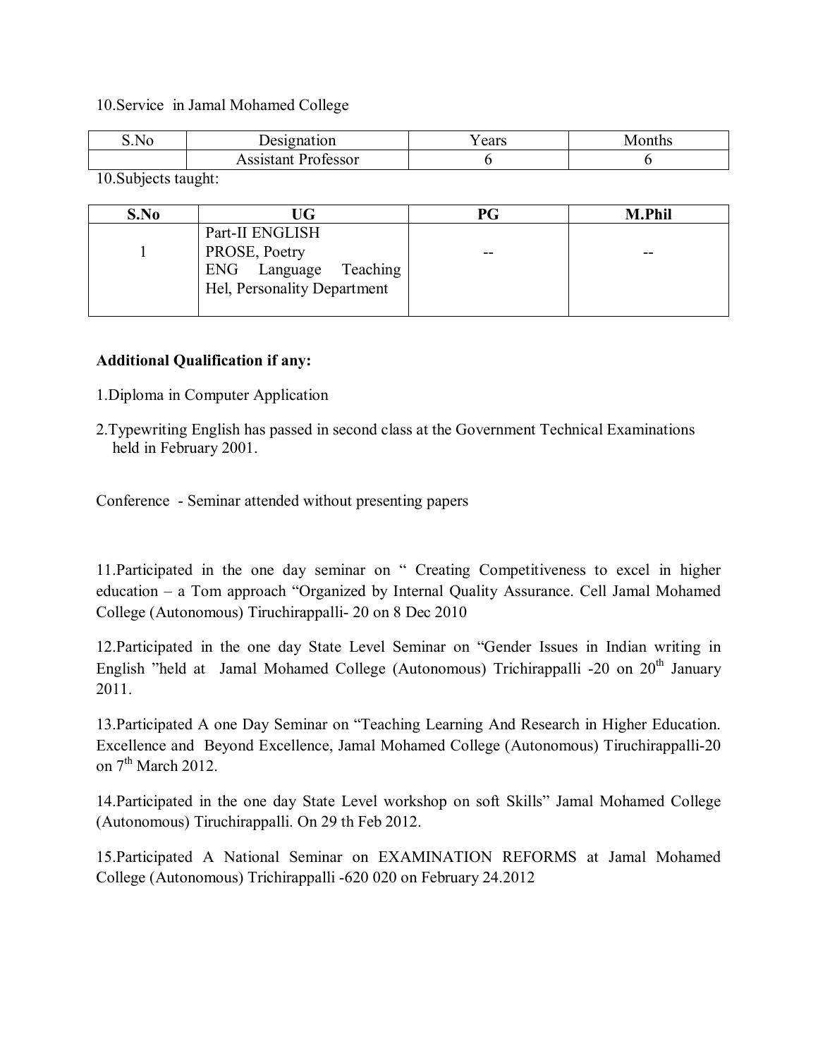10.Service in Jamal Mohamed College

| S.No | Designation | Years | Months |
|---|---|---|---|
| | Assistant Professor | 6 | 6 |

10.Subjects taught:

| S.No | UG | PG | M.Phil |
|---|---|---|---|
| 1 | Part-II ENGLISH<br>PROSE, Poetry<br>ENG Language Teaching<br>Hel, Personality Department | -- | -- |

**Additional Qualification if any:**

1.Diploma in Computer Application

2.Typewriting English has passed in second class at the Government Technical Examinations held in February 2001.

Conference - Seminar attended without presenting papers

11.Participated in the one day seminar on " Creating Competitiveness to excel in higher education – a Tom approach "Organized by Internal Quality Assurance. Cell Jamal Mohamed College (Autonomous) Tiruchirappalli- 20 on 8 Dec 2010

12.Participated in the one day State Level Seminar on "Gender Issues in Indian writing in English "held at Jamal Mohamed College (Autonomous) Trichirappalli -20 on 20th January 2011.

13.Participated A one Day Seminar on "Teaching Learning And Research in Higher Education. Excellence and Beyond Excellence, Jamal Mohamed College (Autonomous) Tiruchirappalli-20 on 7th March 2012.

14.Participated in the one day State Level workshop on soft Skills" Jamal Mohamed College (Autonomous) Tiruchirappalli. On 29 th Feb 2012.

15.Participated A National Seminar on EXAMINATION REFORMS at Jamal Mohamed College (Autonomous) Trichirappalli -620 020 on February 24.2012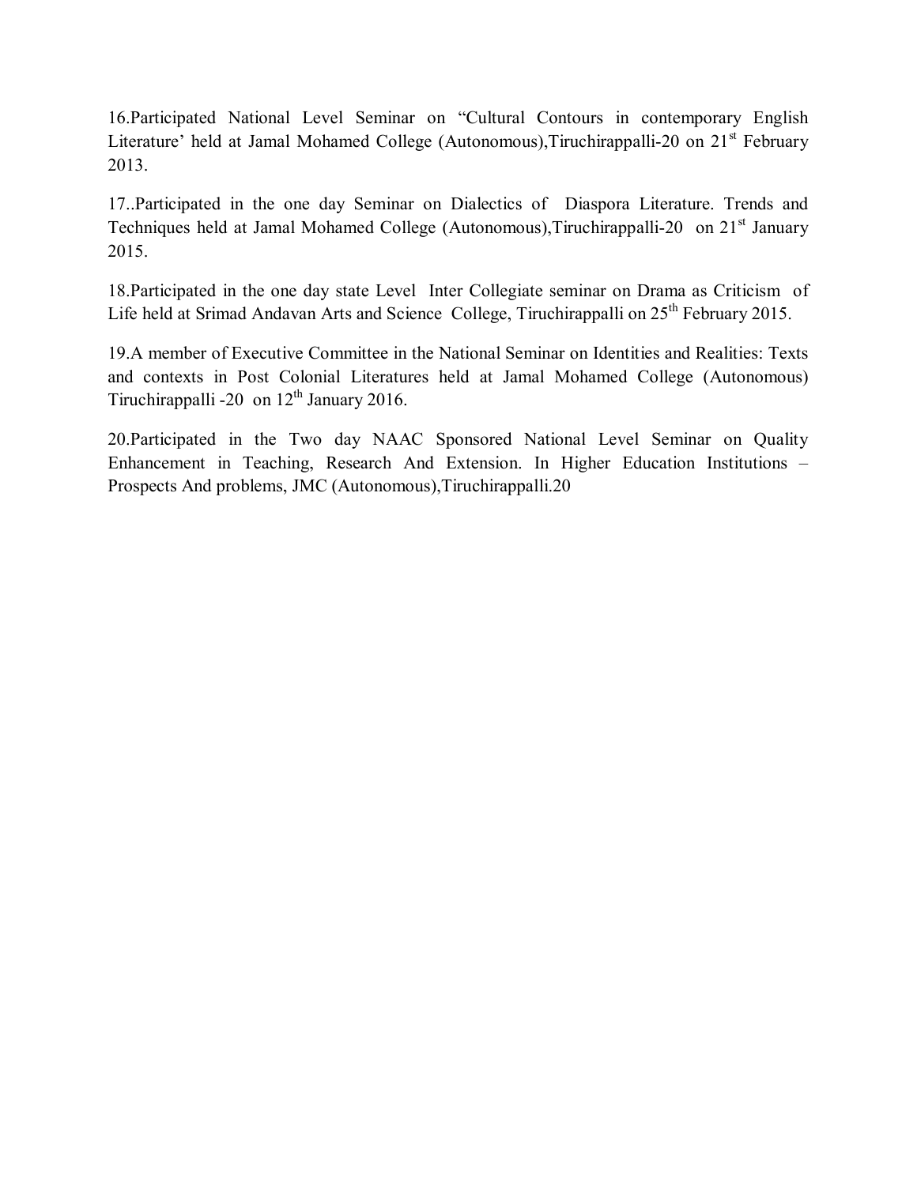16.Participated National Level Seminar on “Cultural Contours in contemporary English Literature’ held at Jamal Mohamed College (Autonomous),Tiruchirappalli-20 on 21st February 2013.

17..Participated in the one day Seminar on Dialectics of Diaspora Literature. Trends and Techniques held at Jamal Mohamed College (Autonomous),Tiruchirappalli-20 on 21st January 2015.

18.Participated in the one day state Level Inter Collegiate seminar on Drama as Criticism of Life held at Srimad Andavan Arts and Science College, Tiruchirappalli on 25th February 2015.

19.A member of Executive Committee in the National Seminar on Identities and Realities: Texts and contexts in Post Colonial Literatures held at Jamal Mohamed College (Autonomous) Tiruchirappalli -20 on 12th January 2016.

20.Participated in the Two day NAAC Sponsored National Level Seminar on Quality Enhancement in Teaching, Research And Extension. In Higher Education Institutions – Prospects And problems, JMC (Autonomous),Tiruchirappalli.20